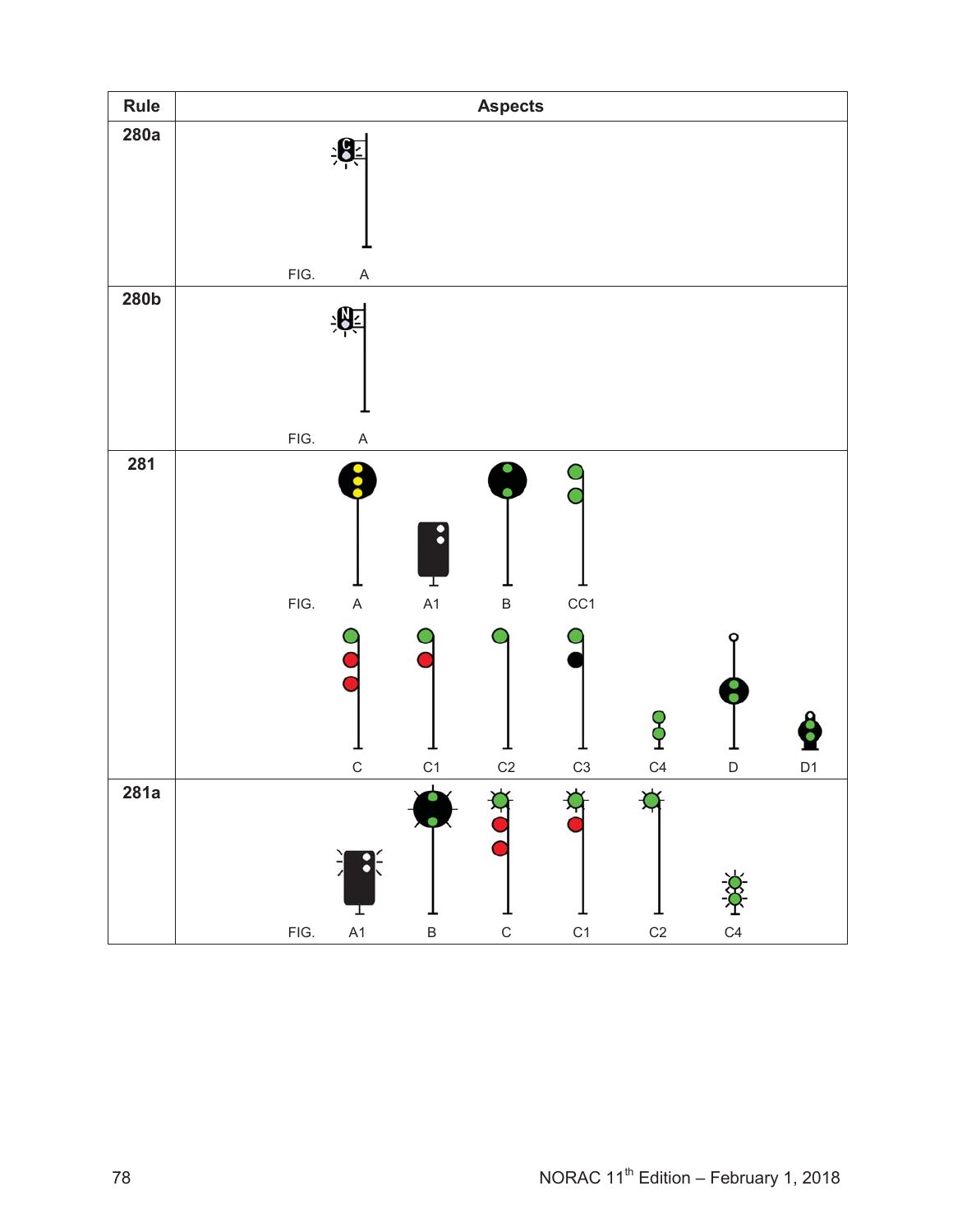| Rule | Aspects |
| --- | --- |
| 280a | FIG. A |
| 280b | FIG. A |
| 281 | FIG. A, A1, B, CC1<br>C, C1, C2, C3, C4, D, D1 |
| 281a | FIG. A1, B, C, C1, C2, C4 |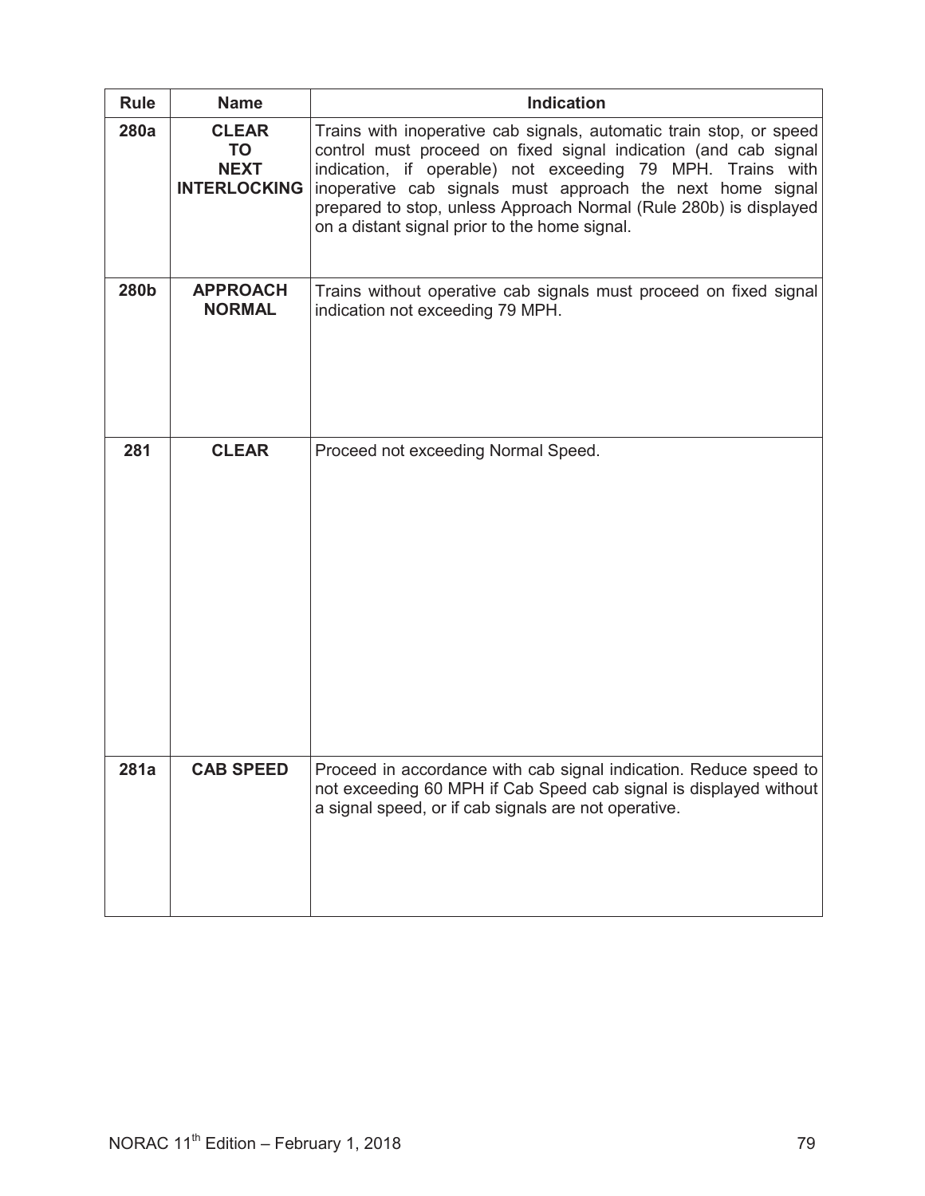| Rule | Name | Indication |
|---|---|---|
| **280a** | **CLEAR TO NEXT INTERLOCKING** | Trains with inoperative cab signals, automatic train stop, or speed control must proceed on fixed signal indication (and cab signal indication, if operable) not exceeding 79 MPH. Trains with inoperative cab signals must approach the next home signal prepared to stop, unless Approach Normal (Rule 280b) is displayed on a distant signal prior to the home signal. |
| **280b** | **APPROACH NORMAL** | Trains without operative cab signals must proceed on fixed signal indication not exceeding 79 MPH. |
| **281** | **CLEAR** | Proceed not exceeding Normal Speed. |
| **281a** | **CAB SPEED** | Proceed in accordance with cab signal indication. Reduce speed to not exceeding 60 MPH if Cab Speed cab signal is displayed without a signal speed, or if cab signals are not operative. |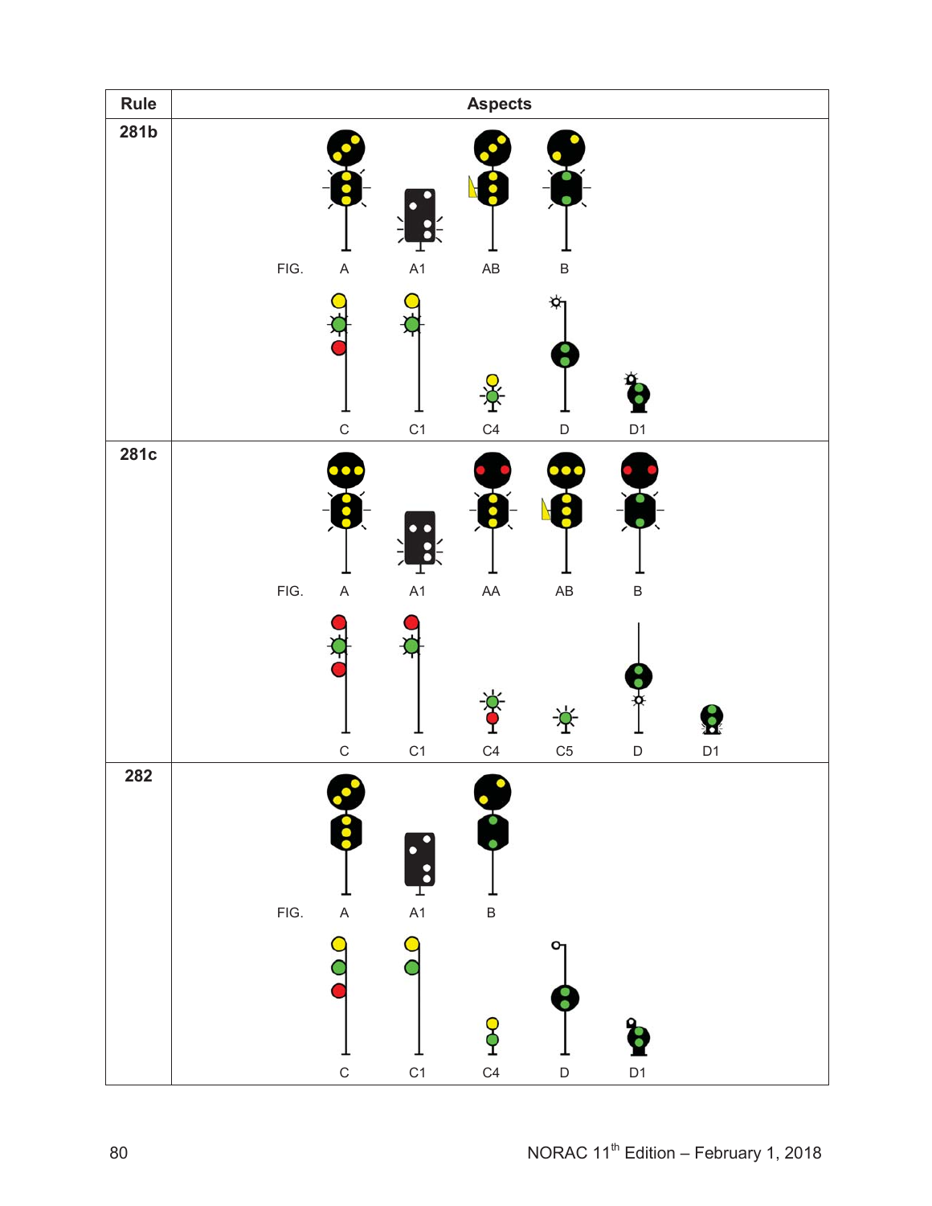| Rule | Aspects |
|---|---|
| 281b | FIG. A, A1, AB, B<br>C, C1, C4, D, D1 |
| 281c | FIG. A, A1, AA, AB, B<br>C, C1, C4, C5, D, D1 |
| 282 | FIG. A, A1, B<br>C, C1, C4, D, D1 |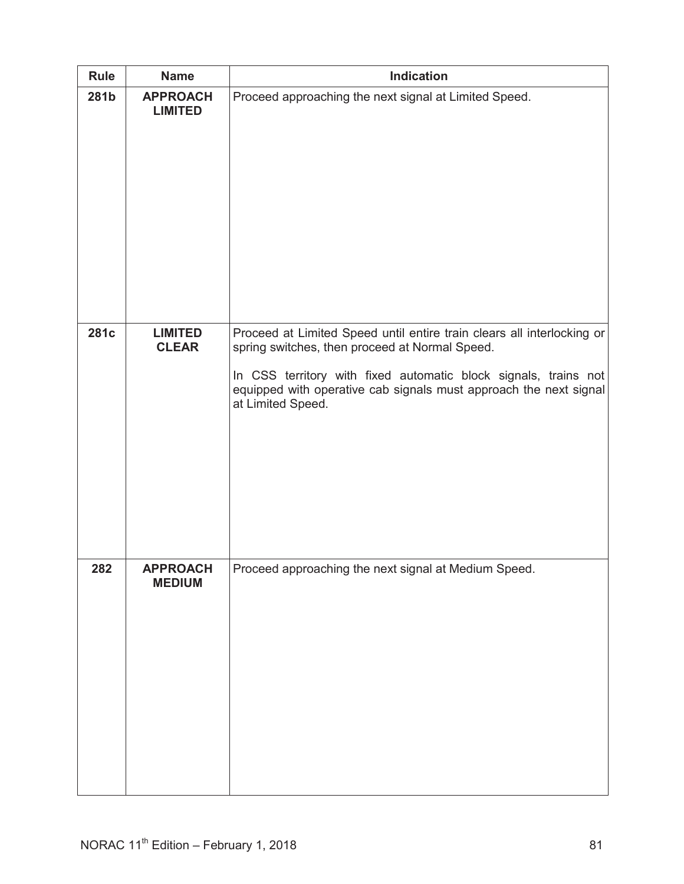| Rule | Name | Indication |
|---|---|---|
| 281b | **APPROACH LIMITED** | Proceed approaching the next signal at Limited Speed. |
| 281c | **LIMITED CLEAR** | Proceed at Limited Speed until entire train clears all interlocking or spring switches, then proceed at Normal Speed.<br><br>In CSS territory with fixed automatic block signals, trains not equipped with operative cab signals must approach the next signal at Limited Speed. |
| 282 | **APPROACH MEDIUM** | Proceed approaching the next signal at Medium Speed. |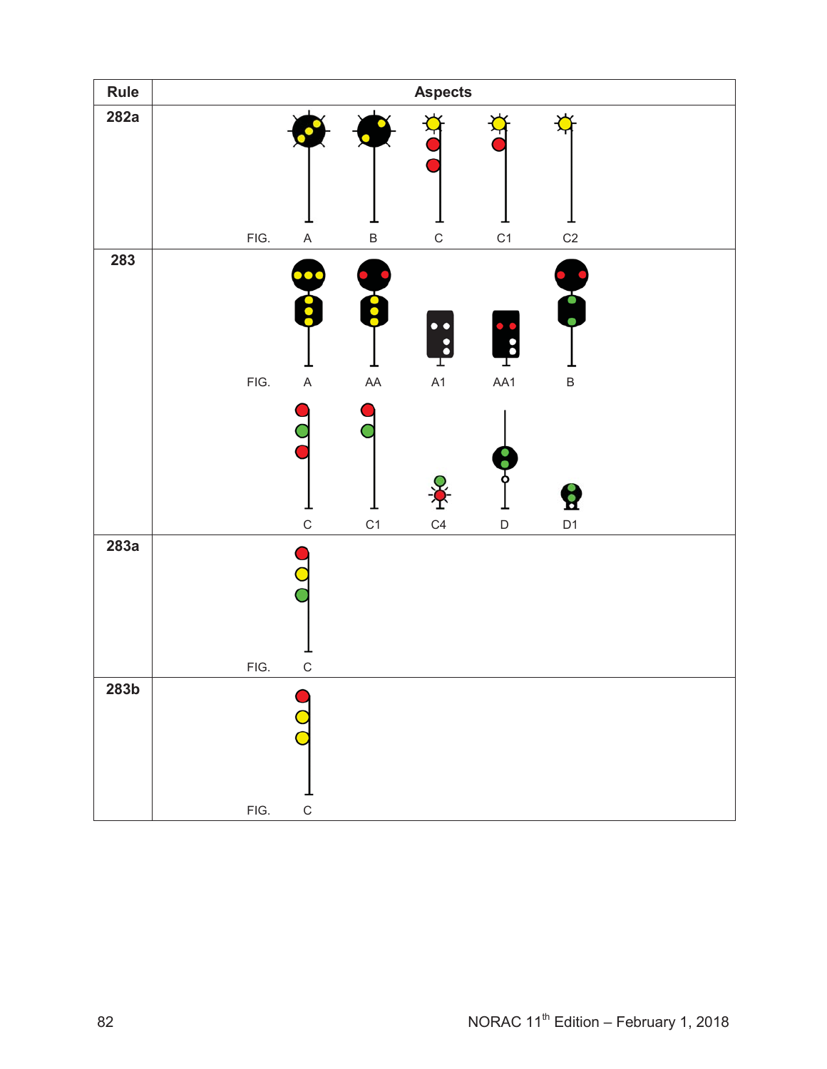| Rule | Aspects |
|---|---|
| 282a | FIG. A B C C1 C2 |
| 283 | FIG. A AA A1 AA1 B<br>C C1 C4 D D1 |
| 283a | FIG. C |
| 283b | FIG. C |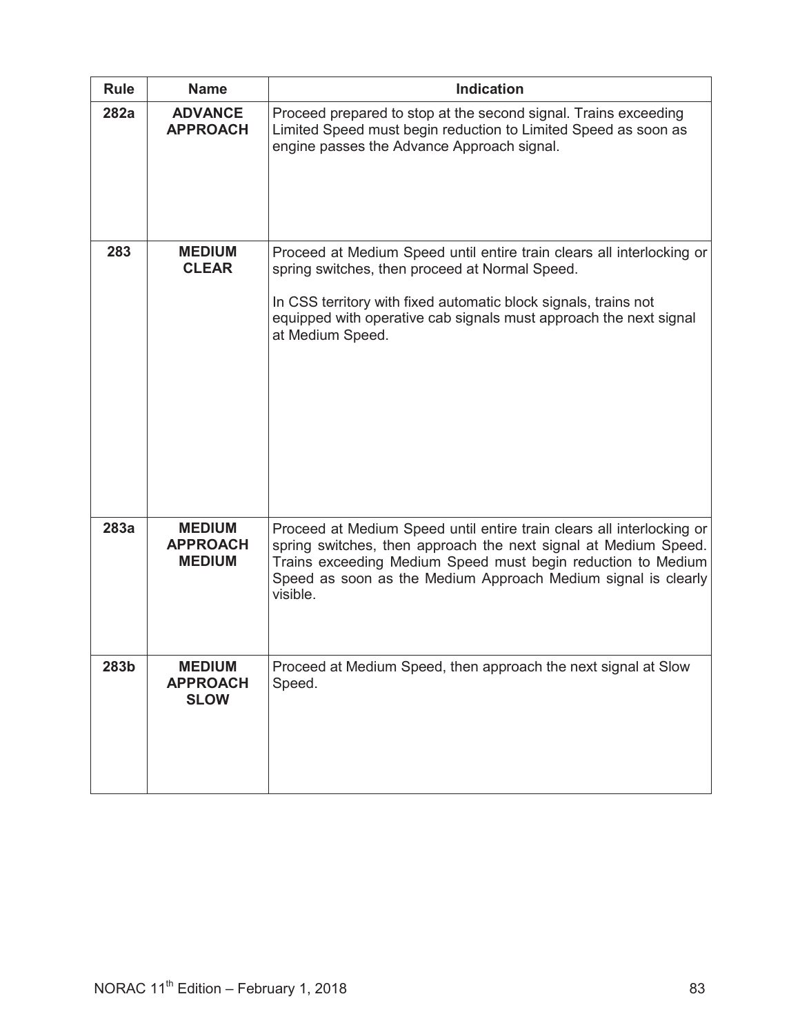| Rule | Name | Indication |
|---|---|---|
| **282a** | **ADVANCE APPROACH** | Proceed prepared to stop at the second signal. Trains exceeding Limited Speed must begin reduction to Limited Speed as soon as engine passes the Advance Approach signal. |
| **283** | **MEDIUM CLEAR** | Proceed at Medium Speed until entire train clears all interlocking or spring switches, then proceed at Normal Speed.<br><br>In CSS territory with fixed automatic block signals, trains not equipped with operative cab signals must approach the next signal at Medium Speed. |
| **283a** | **MEDIUM APPROACH MEDIUM** | Proceed at Medium Speed until entire train clears all interlocking or spring switches, then approach the next signal at Medium Speed. Trains exceeding Medium Speed must begin reduction to Medium Speed as soon as the Medium Approach Medium signal is clearly visible. |
| **283b** | **MEDIUM APPROACH SLOW** | Proceed at Medium Speed, then approach the next signal at Slow Speed. |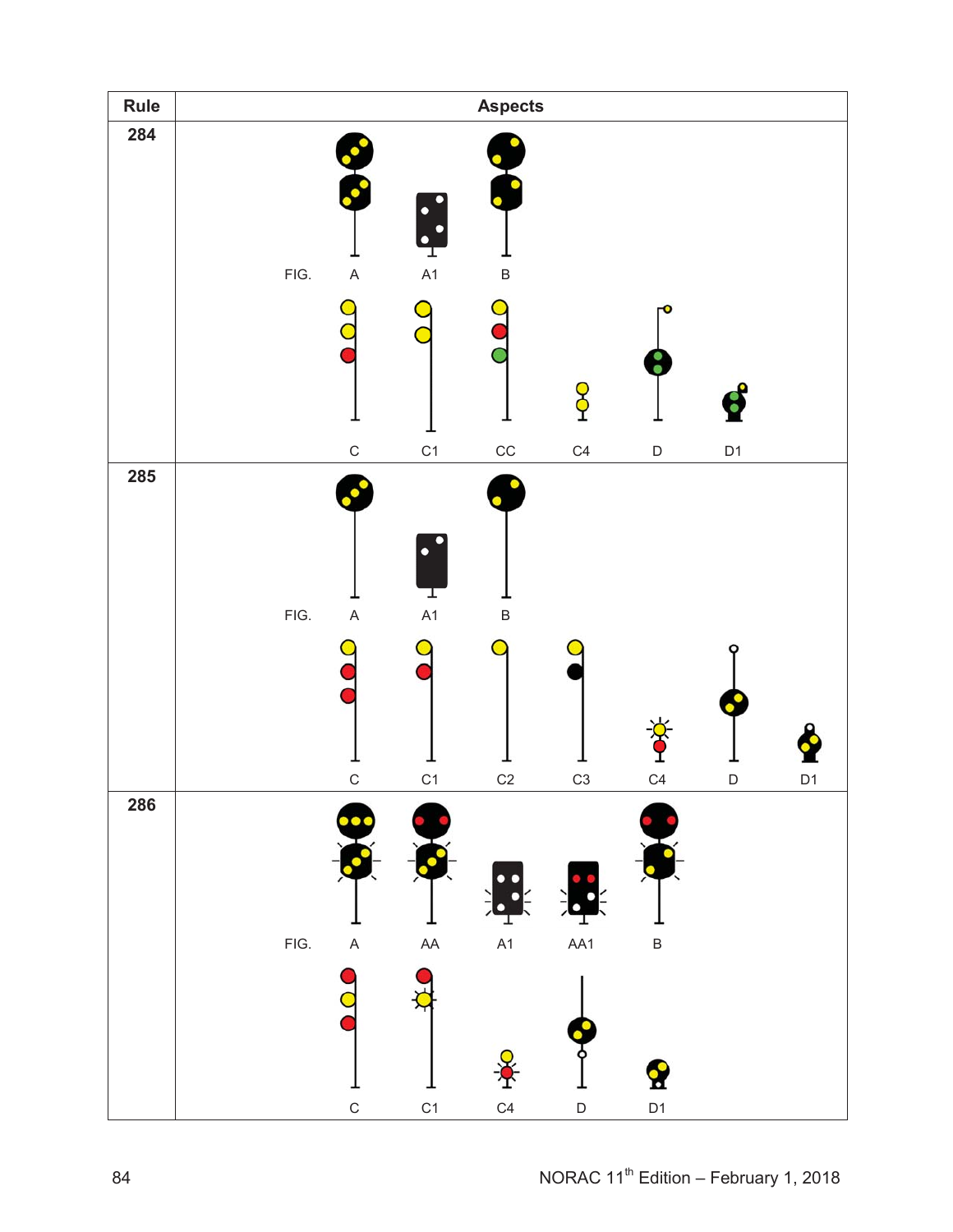| Rule | Aspects |
|---|---|
| 284 | FIG. A, A1, B; C, C1, CC, C4, D, D1 |
| 285 | FIG. A, A1, B; C, C1, C2, C3, C4, D, D1 |
| 286 | FIG. A, AA, A1, AA1, B; C, C1, C4, D, D1 |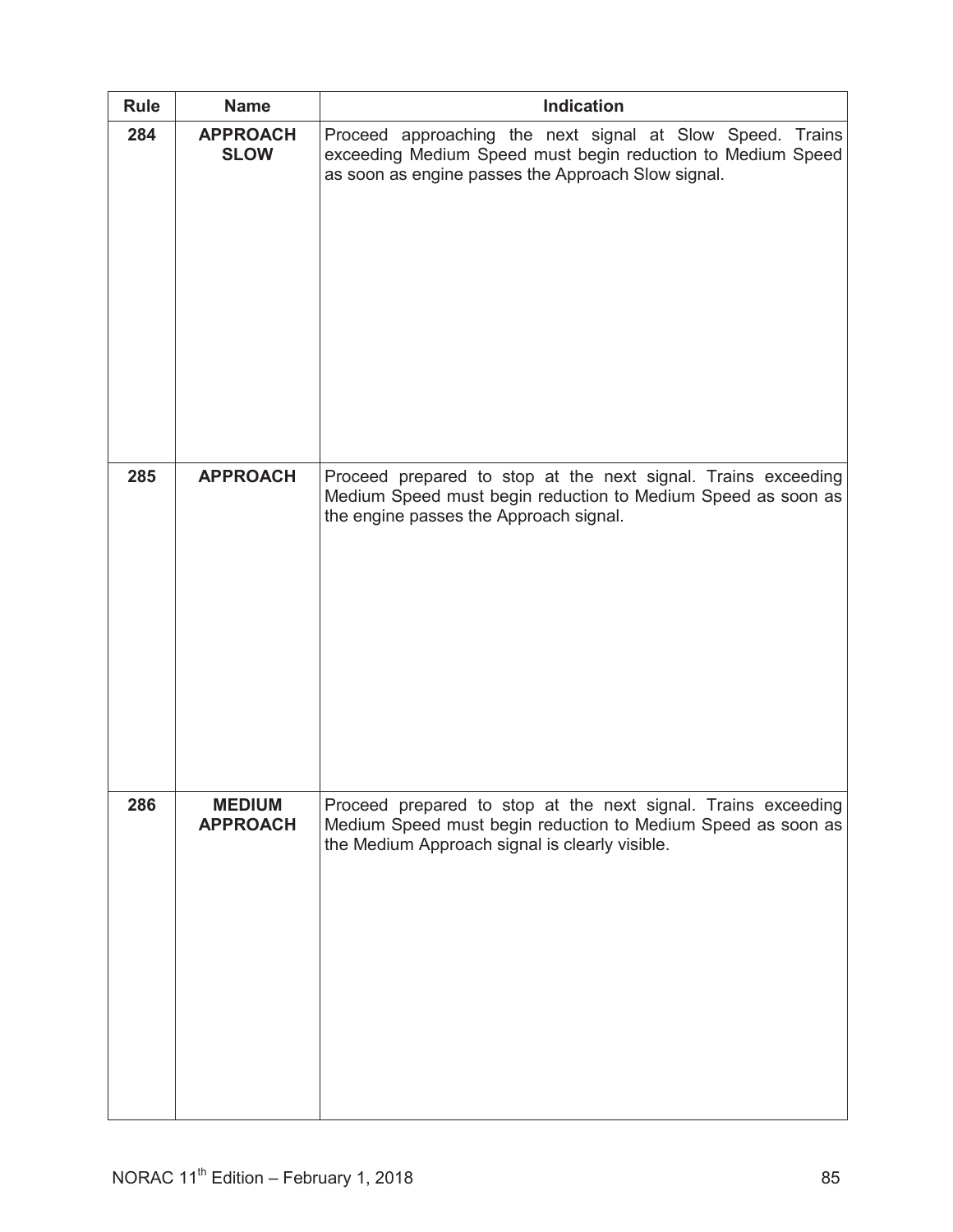| Rule | Name | Indication |
|---|---|---|
| 284 | APPROACH SLOW | Proceed approaching the next signal at Slow Speed. Trains exceeding Medium Speed must begin reduction to Medium Speed as soon as engine passes the Approach Slow signal. |
| 285 | APPROACH | Proceed prepared to stop at the next signal. Trains exceeding Medium Speed must begin reduction to Medium Speed as soon as the engine passes the Approach signal. |
| 286 | MEDIUM APPROACH | Proceed prepared to stop at the next signal. Trains exceeding Medium Speed must begin reduction to Medium Speed as soon as the Medium Approach signal is clearly visible. |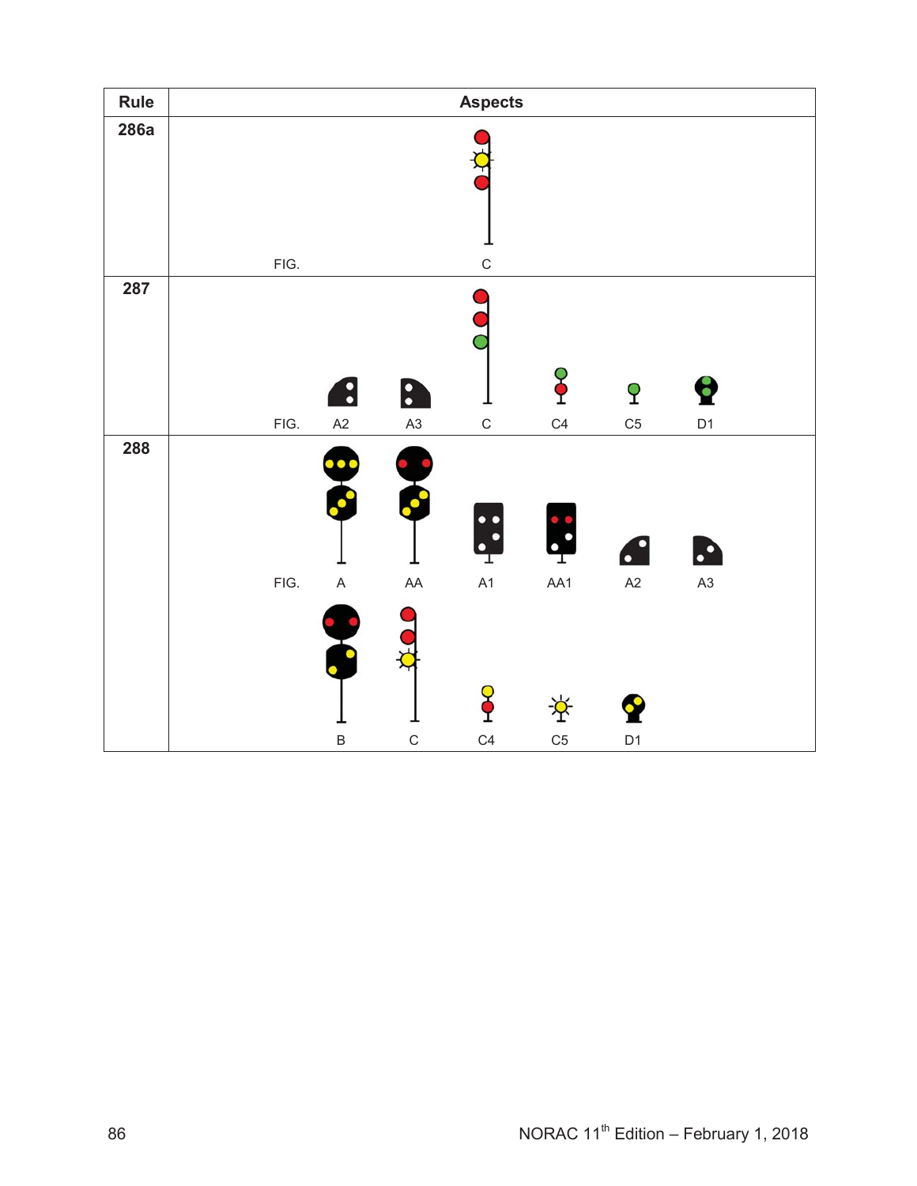| Rule | Aspects |
|---|---|
| 286a | FIG. C |
| 287 | FIG. A2 A3 C C4 C5 D1 |
| 288 | FIG. A AA A1 AA1 A2 A3 <br> B C C4 C5 D1 |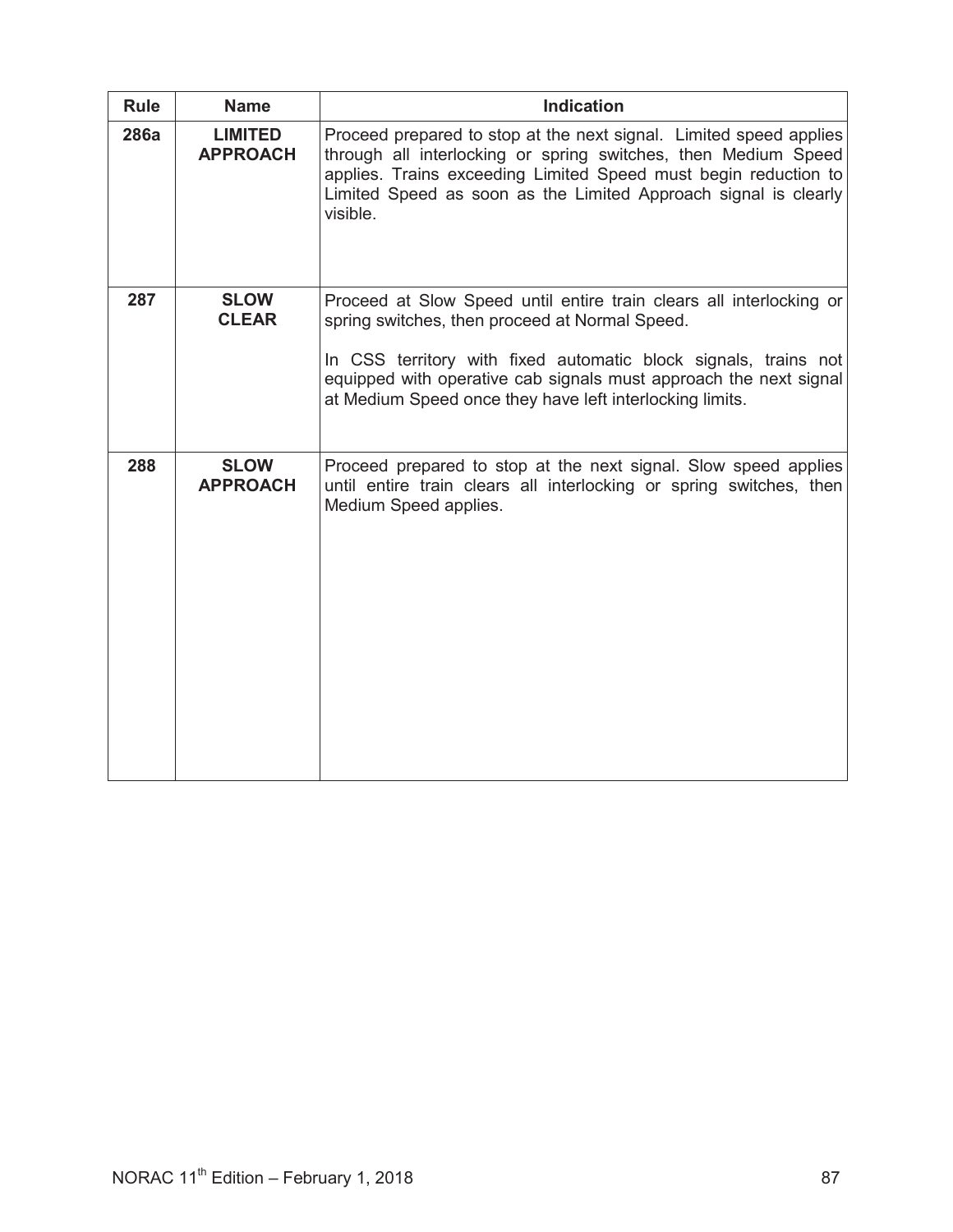| Rule | Name | Indication |
|---|---|---|
| **286a** | **LIMITED APPROACH** | Proceed prepared to stop at the next signal. Limited speed applies through all interlocking or spring switches, then Medium Speed applies. Trains exceeding Limited Speed must begin reduction to Limited Speed as soon as the Limited Approach signal is clearly visible. |
| **287** | **SLOW CLEAR** | Proceed at Slow Speed until entire train clears all interlocking or spring switches, then proceed at Normal Speed. <br><br> In CSS territory with fixed automatic block signals, trains not equipped with operative cab signals must approach the next signal at Medium Speed once they have left interlocking limits. |
| **288** | **SLOW APPROACH** | Proceed prepared to stop at the next signal. Slow speed applies until entire train clears all interlocking or spring switches, then Medium Speed applies. |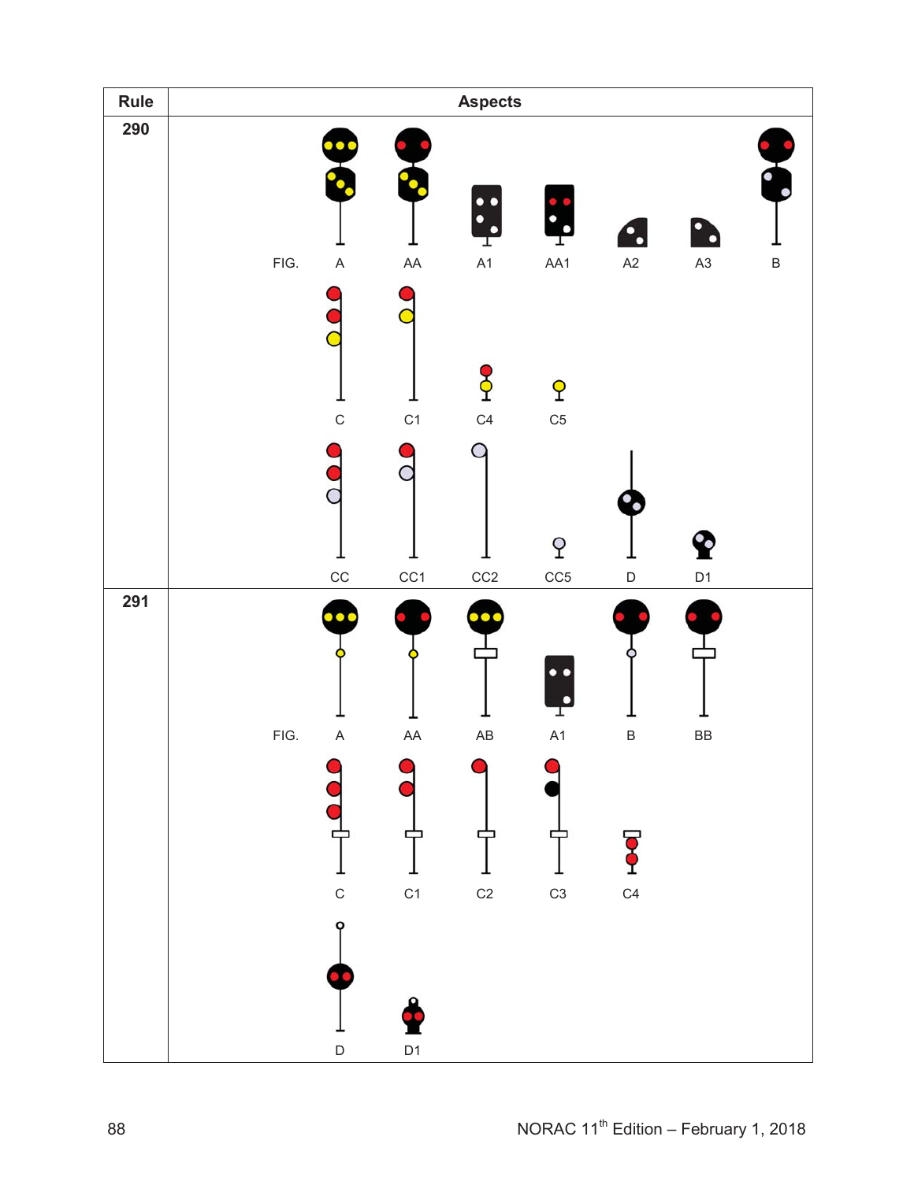| Rule | Aspects |
| --- | --- |
| 290 | FIG. A, AA, A1, AA1, A2, A3, B |
| | C, C1, C4, C5 |
| | CC, CC1, CC2, CC5, D, D1 |
| 291 | FIG. A, AA, AB, A1, B, BB |
| | C, C1, C2, C3, C4 |
| | D, D1 |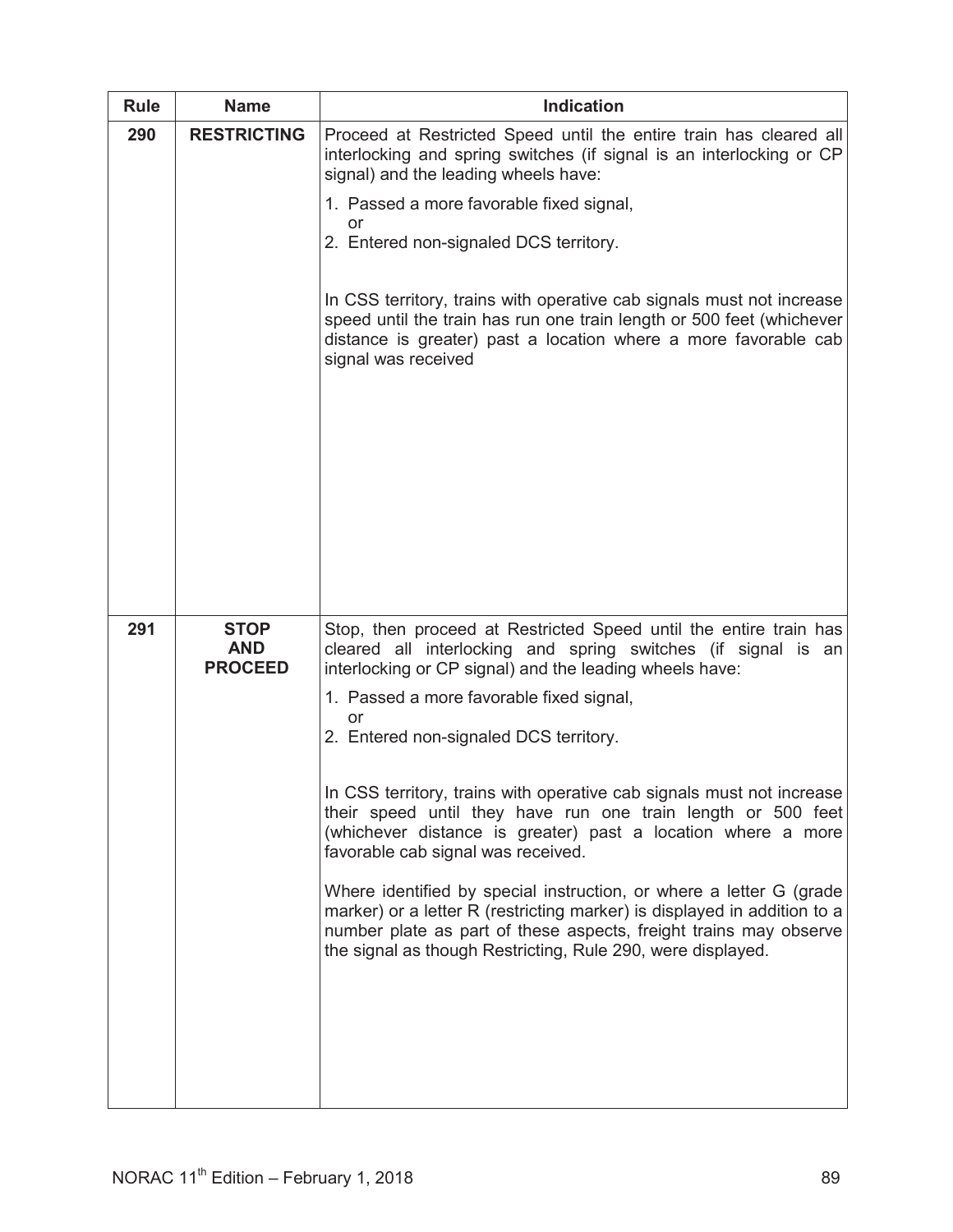| Rule | Name | Indication |
|---|---|---|
| 290 | **RESTRICTING** | Proceed at Restricted Speed until the entire train has cleared all interlocking and spring switches (if signal is an interlocking or CP signal) and the leading wheels have:<br>1. Passed a more favorable fixed signal,<br>or<br>2. Entered non-signaled DCS territory.<br><br>In CSS territory, trains with operative cab signals must not increase speed until the train has run one train length or 500 feet (whichever distance is greater) past a location where a more favorable cab signal was received |
| 291 | **STOP AND PROCEED** | Stop, then proceed at Restricted Speed until the entire train has cleared all interlocking and spring switches (if signal is an interlocking or CP signal) and the leading wheels have:<br>1. Passed a more favorable fixed signal,<br>or<br>2. Entered non-signaled DCS territory.<br><br>In CSS territory, trains with operative cab signals must not increase their speed until they have run one train length or 500 feet (whichever distance is greater) past a location where a more favorable cab signal was received.<br><br>Where identified by special instruction, or where a letter G (grade marker) or a letter R (restricting marker) is displayed in addition to a number plate as part of these aspects, freight trains may observe the signal as though Restricting, Rule 290, were displayed. |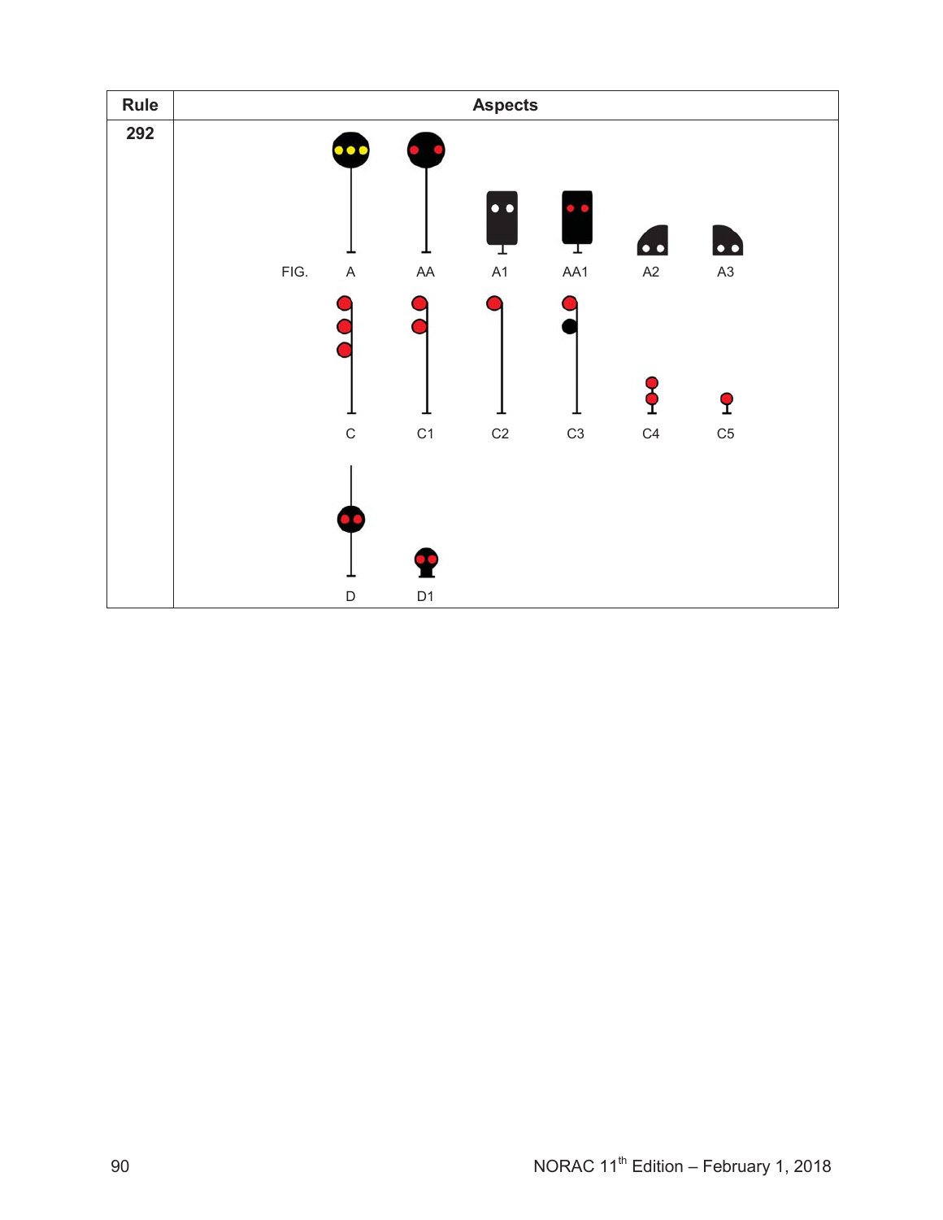| Rule | Aspects |
| --- | --- |
| 292 | FIG. A AA A1 AA1 A2 A3 C C1 C2 C3 C4 C5 D D1 |